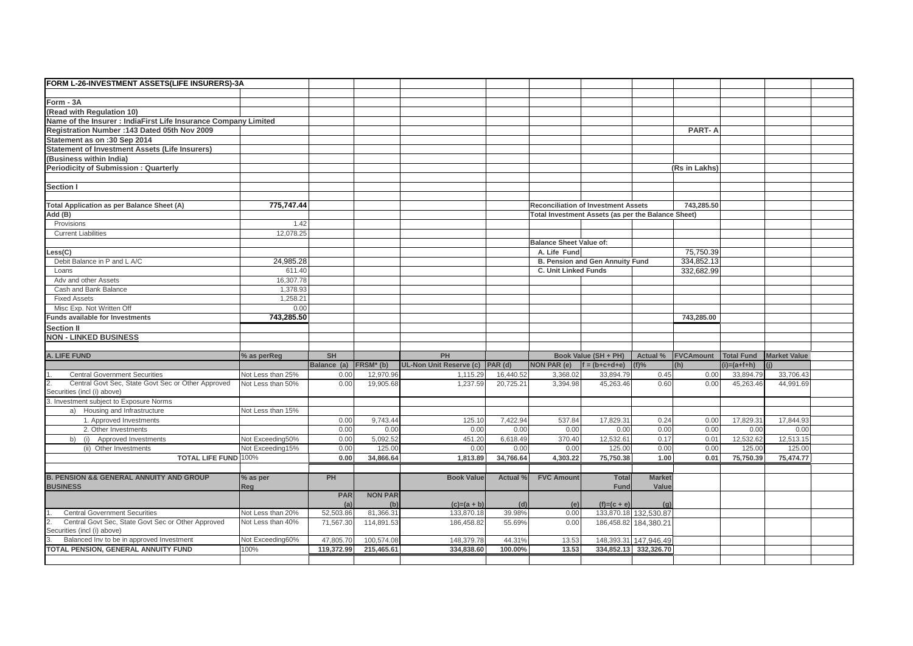**FORM L-26-INVESTMENT ASSETS(LIFE INSURERS)-3A**

**Form - 3A**

**(Read with Regulation 10)**

**Name of the Insurer : IndiaFirst Life Insurance Company Limited**

**Registration Number :143 Dated 05th Nov 2009** — **PART- A**

**Statement as on :30 Sep 2014**

**Statement of Investment Assets (Life Insurers)**

**(Business within India)**

**Periodicity of Submission : Quarterly** — **(Rs in Lakhs)**

**Section I**

| | | | |
|---|---|---|---|
| **Total Application as per Balance Sheet (A)** | **775,747.44** | **Reconciliation of Investment Assets** | 743,285.50 |
| **Add (B)** | | **Total Investment Assets (as per the Balance Sheet)** | |
| Provisions | 1.42 | | |
| Current Liabilities | 12,078.25 | | |
| | | **Balance Sheet Value of:** | |
| **Less(C)** | | A. Life Fund | 75,750.39 |
| Debit Balance in P and L A/C | 24,985.28 | B. Pension and Gen Annuity Fund | 334,852.13 |
| Loans | 611.40 | C. Unit Linked Funds | 332,682.99 |
| Adv and other Assets | 16,307.78 | | |
| Cash and Bank Balance | 1,378.93 | | |
| Fixed Assets | 1,258.21 | | |
| Misc Exp. Not Written Off | 0.00 | | |
| **Funds available for Investments** | **743,285.50** | | 743,285.00 |

**Section II**

**NON - LINKED BUSINESS**

| A. LIFE FUND | % as perReg | SH | | PH | | | Book Value (SH + PH) | Actual % | FVCAmount | Total Fund | Market Value |
|---|---|---|---|---|---|---|---|---|---|---|---|
| | | Balance (a) | FRSM* (b) | UL-Non Unit Reserve (c) | PAR (d) | NON PAR (e) | f = (b+c+d+e) | (f)% | (h) | (i)=(a+f+h) | (j) |
| 1. Central Government Securities | Not Less than 25% | 0.00 | 12,970.96 | 1,115.29 | 16,440.52 | 3,368.02 | 33,894.79 | 0.45 | 0.00 | 33,894.79 | 33,706.43 |
| 2. Central Govt Sec, State Govt Sec or Other Approved Securities (incl (i) above) | Not Less than 50% | 0.00 | 19,905.68 | 1,237.59 | 20,725.21 | 3,394.98 | 45,263.46 | 0.60 | 0.00 | 45,263.46 | 44,991.69 |
| 3. Investment subject to Exposure Norms | | | | | | | | | | | |
| a) Housing and Infrastructure | Not Less than 15% | | | | | | | | | | |
| 1. Approved Investments | | 0.00 | 9,743.44 | 125.10 | 7,422.94 | 537.84 | 17,829.31 | 0.24 | 0.00 | 17,829.31 | 17,844.93 |
| 2. Other Investments | | 0.00 | 0.00 | 0.00 | 0.00 | 0.00 | 0.00 | 0.00 | 0.00 | 0.00 | 0.00 |
| b) (i) Approved Investments | Not Exceeding50% | 0.00 | 5,092.52 | 451.20 | 6,618.49 | 370.40 | 12,532.61 | 0.17 | 0.01 | 12,532.62 | 12,513.15 |
| (ii) Other Investments | Not Exceeding15% | 0.00 | 125.00 | 0.00 | 0.00 | 0.00 | 125.00 | 0.00 | 0.00 | 125.00 | 125.00 |
| **TOTAL LIFE FUND** | 100% | **0.00** | **34,866.64** | **1,813.89** | **34,766.64** | **4,303.22** | **75,750.38** | **1.00** | **0.01** | **75,750.39** | **75,474.77** |

| B. PENSION && GENERAL ANNUITY AND GROUP BUSINESS | % as per Reg | PH | | Book Value | Actual % | FVC Amount | Total Fund | Market Value |
|---|---|---|---|---|---|---|---|---|
| | | PAR (a) | NON PAR (b) | (c)=(a + b) | (d) | (e) | (f)=(c + e) | (g) |
| 1. Central Government Securities | Not Less than 20% | 52,503.86 | 81,366.31 | 133,870.18 | 39.98% | 0.00 | 133,870.18 | 132,530.87 |
| 2. Central Govt Sec, State Govt Sec or Other Approved Securities (incl (i) above) | Not Less than 40% | 71,567.30 | 114,891.53 | 186,458.82 | 55.69% | 0.00 | 186,458.82 | 184,380.21 |
| 3. Balanced Inv to be in approved Investment | Not Exceeding60% | 47,805.70 | 100,574.08 | 148,379.78 | 44.31% | 13.53 | 148,393.31 | 147,946.49 |
| **TOTAL PENSION, GENERAL ANNUITY FUND** | 100% | **119,372.99** | **215,465.61** | **334,838.60** | **100.00%** | **13.53** | **334,852.13** | **332,326.70** |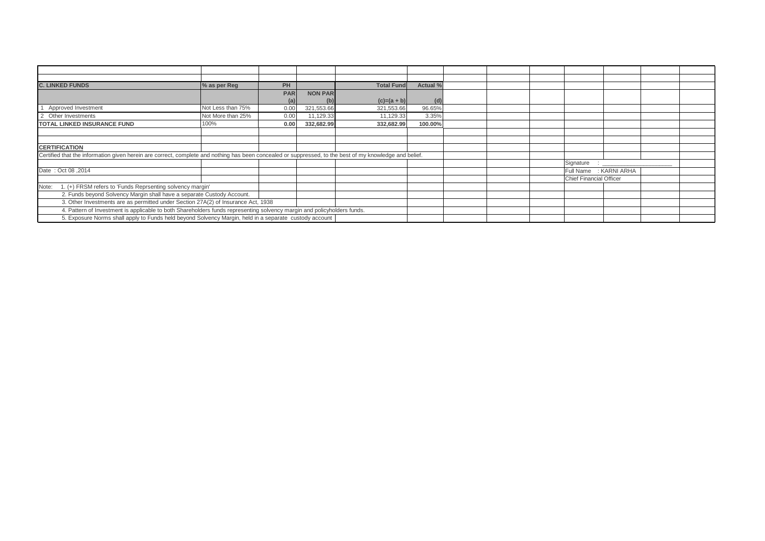| C. LINKED FUNDS | % as per Reg | PH | | Total Fund | Actual % |
|---|---|---|---|---|---|
| | | PAR (a) | NON PAR (b) | (c)=(a + b) | (d) |
| 1 Approved Investment | Not Less than 75% | 0.00 | 321,553.66 | 321,553.66 | 96.65% |
| 2 Other Investments | Not More than 25% | 0.00 | 11,129.33 | 11,129.33 | 3.35% |
| **TOTAL LINKED INSURANCE FUND** | 100% | **0.00** | **332,682.99** | **332,682.99** | **100.00%** |

**CERTIFICATION**

Certified that the information given herein are correct, complete and nothing has been concealed or suppressed, to the best of my knowledge and belief.

Signature : ____________________

Date : Oct 08 ,2014

Full Name : KARNI ARHA

Chief Financial Officer

Note: 1. (+) FRSM refers to 'Funds Reprsenting solvency margin'

2. Funds beyond Solvency Margin shall have a separate Custody Account.

3. Other Investments are as permitted under Section 27A(2) of Insurance Act, 1938

4. Pattern of Investment is applicable to both Shareholders funds representing solvency margin and policyholders funds.

5. Exposure Norms shall apply to Funds held beyond Solvency Margin, held in a separate custody account